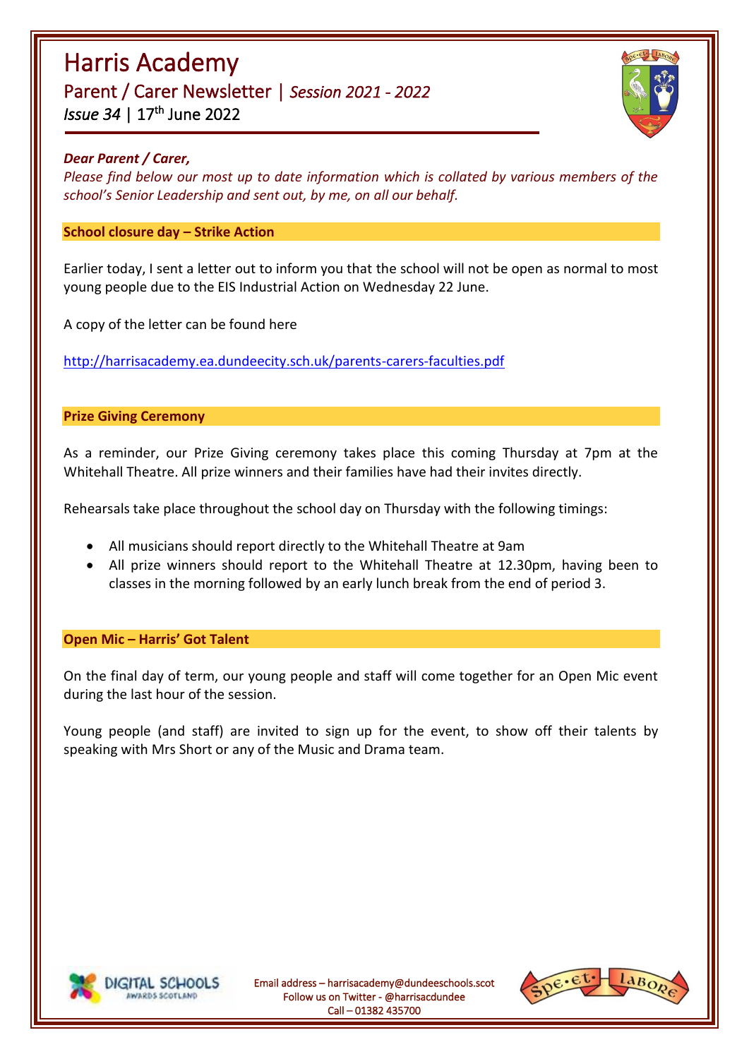# Harris Academy

## Parent / Carer Newsletter | *Session 2021 - 2022*

*Issue 34* | 17th June 2022

***Dear Parent / Carer,***

*Please find below our most up to date information which is collated by various members of the school's Senior Leadership and sent out, by me, on all our behalf.*

### School closure day – Strike Action

Earlier today, I sent a letter out to inform you that the school will not be open as normal to most young people due to the EIS Industrial Action on Wednesday 22 June.

A copy of the letter can be found here

http://harrisacademy.ea.dundeecity.sch.uk/parents-carers-faculties.pdf

### Prize Giving Ceremony

As a reminder, our Prize Giving ceremony takes place this coming Thursday at 7pm at the Whitehall Theatre. All prize winners and their families have had their invites directly.

Rehearsals take place throughout the school day on Thursday with the following timings:

- All musicians should report directly to the Whitehall Theatre at 9am
- All prize winners should report to the Whitehall Theatre at 12.30pm, having been to classes in the morning followed by an early lunch break from the end of period 3.

### Open Mic – Harris' Got Talent

On the final day of term, our young people and staff will come together for an Open Mic event during the last hour of the session.

Young people (and staff) are invited to sign up for the event, to show off their talents by speaking with Mrs Short or any of the Music and Drama team.

Email address – harrisacademy@dundeeschools.scot
Follow us on Twitter - @harrisacdundee
Call – 01382 435700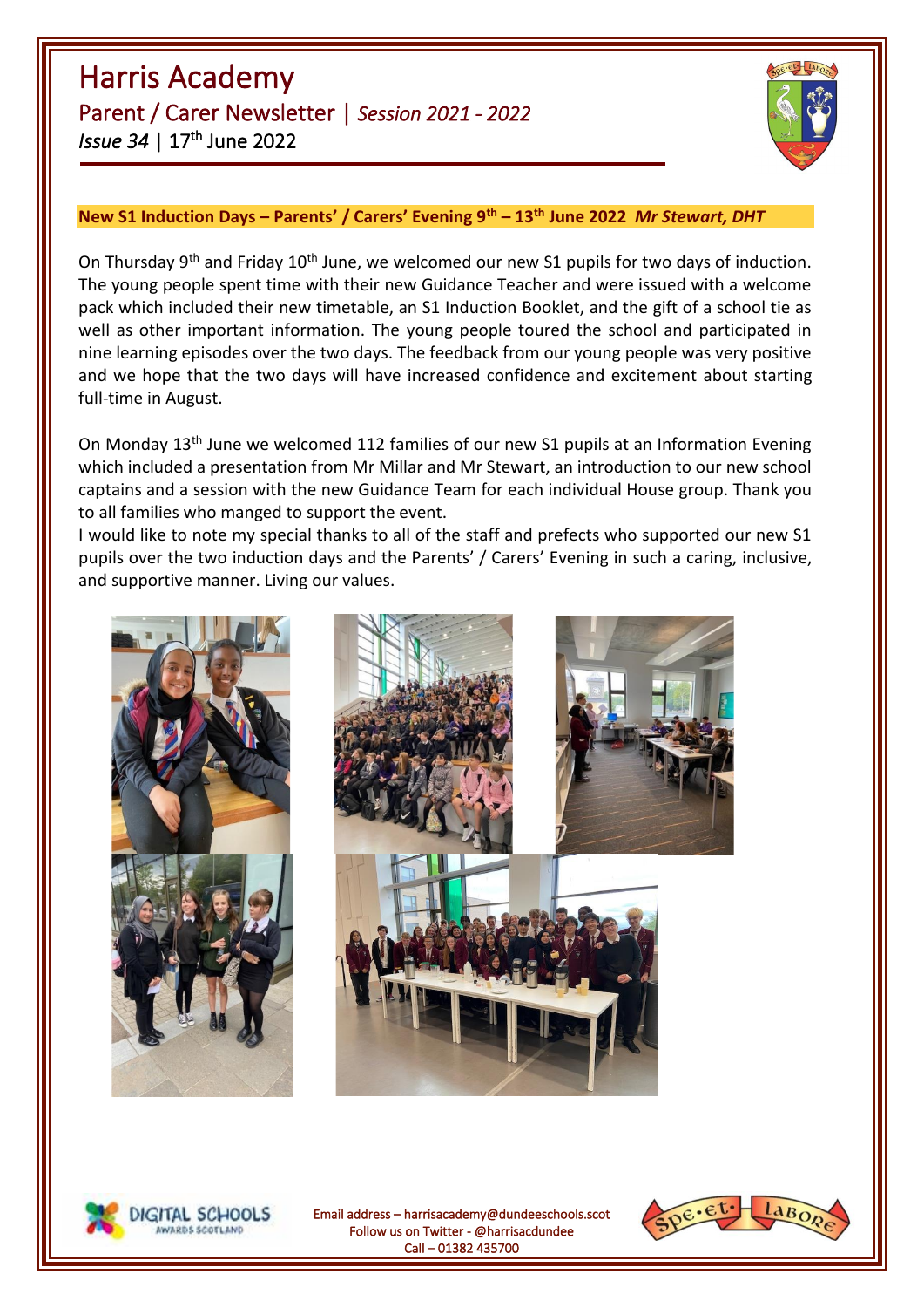# Harris Academy

## Parent / Carer Newsletter | *Session 2021 - 2022*

*Issue 34* | 17th June 2022

### New S1 Induction Days – Parents' / Carers' Evening 9th – 13th June 2022 *Mr Stewart, DHT*

On Thursday 9th and Friday 10th June, we welcomed our new S1 pupils for two days of induction. The young people spent time with their new Guidance Teacher and were issued with a welcome pack which included their new timetable, an S1 Induction Booklet, and the gift of a school tie as well as other important information. The young people toured the school and participated in nine learning episodes over the two days. The feedback from our young people was very positive and we hope that the two days will have increased confidence and excitement about starting full-time in August.

On Monday 13th June we welcomed 112 families of our new S1 pupils at an Information Evening which included a presentation from Mr Millar and Mr Stewart, an introduction to our new school captains and a session with the new Guidance Team for each individual House group. Thank you to all families who manged to support the event.

I would like to note my special thanks to all of the staff and prefects who supported our new S1 pupils over the two induction days and the Parents' / Carers' Evening in such a caring, inclusive, and supportive manner. Living our values.

Email address – harrisacademy@dundeeschools.scot
Follow us on Twitter - @harrisacdundee
Call – 01382 435700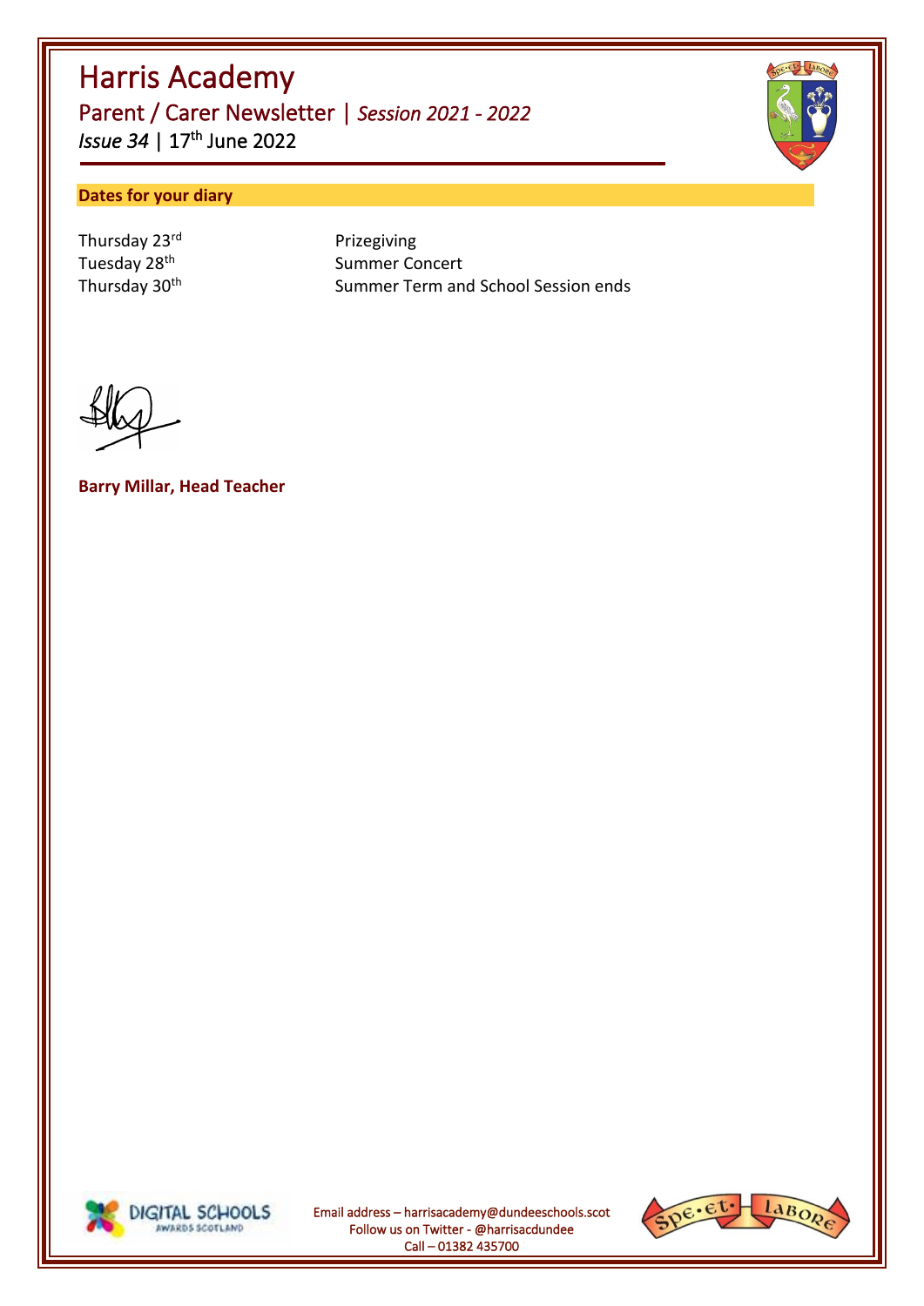# Harris Academy

## Parent / Carer Newsletter | *Session 2021 - 2022*

*Issue 34* | 17th June 2022

**Dates for your diary**

| | |
|---|---|
| Thursday 23rd | Prizegiving |
| Tuesday 28th | Summer Concert |
| Thursday 30th | Summer Term and School Session ends |

**Barry Millar, Head Teacher**

Email address – harrisacademy@dundeeschools.scot
Follow us on Twitter - @harrisacdundee
Call – 01382 435700